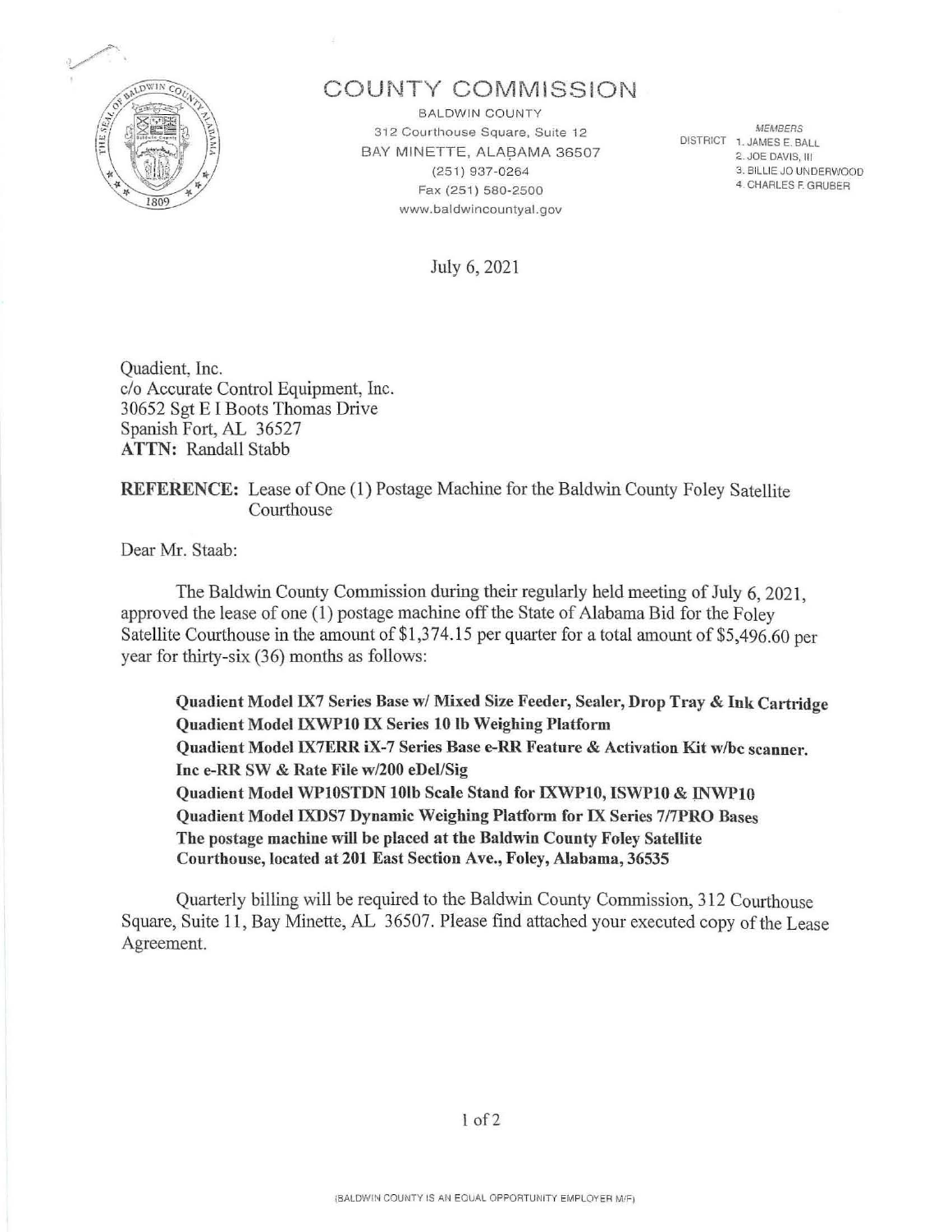# COUNTY COMMISSION

BALDWIN COUNTY
312 Courthouse Square, Suite 12
BAY MINETTE, ALABAMA 36507
(251) 937-0264
Fax (251) 580-2500
www.baldwincountyal.gov

*MEMBERS*
DISTRICT 1. JAMES E. BALL
2. JOE DAVIS, III
3. BILLIE JO UNDERWOOD
4. CHARLES F. GRUBER

July 6, 2021

Quadient, Inc.
c/o Accurate Control Equipment, Inc.
30652 Sgt E I Boots Thomas Drive
Spanish Fort, AL 36527
**ATTN:** Randall Stabb

**REFERENCE:** Lease of One (1) Postage Machine for the Baldwin County Foley Satellite Courthouse

Dear Mr. Staab:

The Baldwin County Commission during their regularly held meeting of July 6, 2021, approved the lease of one (1) postage machine off the State of Alabama Bid for the Foley Satellite Courthouse in the amount of $1,374.15 per quarter for a total amount of $5,496.60 per year for thirty-six (36) months as follows:

**Quadient Model IX7 Series Base w/ Mixed Size Feeder, Sealer, Drop Tray & Ink Cartridge**
**Quadient Model IXWP10 IX Series 10 lb Weighing Platform**
**Quadient Model IX7ERR iX-7 Series Base e-RR Feature & Activation Kit w/bc scanner. Inc e-RR SW & Rate File w/200 eDel/Sig**
**Quadient Model WP10STDN 10lb Scale Stand for IXWP10, ISWP10 & INWP10**
**Quadient Model IXDS7 Dynamic Weighing Platform for IX Series 7/7PRO Bases**
**The postage machine will be placed at the Baldwin County Foley Satellite Courthouse, located at 201 East Section Ave., Foley, Alabama, 36535**

Quarterly billing will be required to the Baldwin County Commission, 312 Courthouse Square, Suite 11, Bay Minette, AL 36507. Please find attached your executed copy of the Lease Agreement.

(BALDWIN COUNTY IS AN EQUAL OPPORTUNITY EMPLOYER M/F)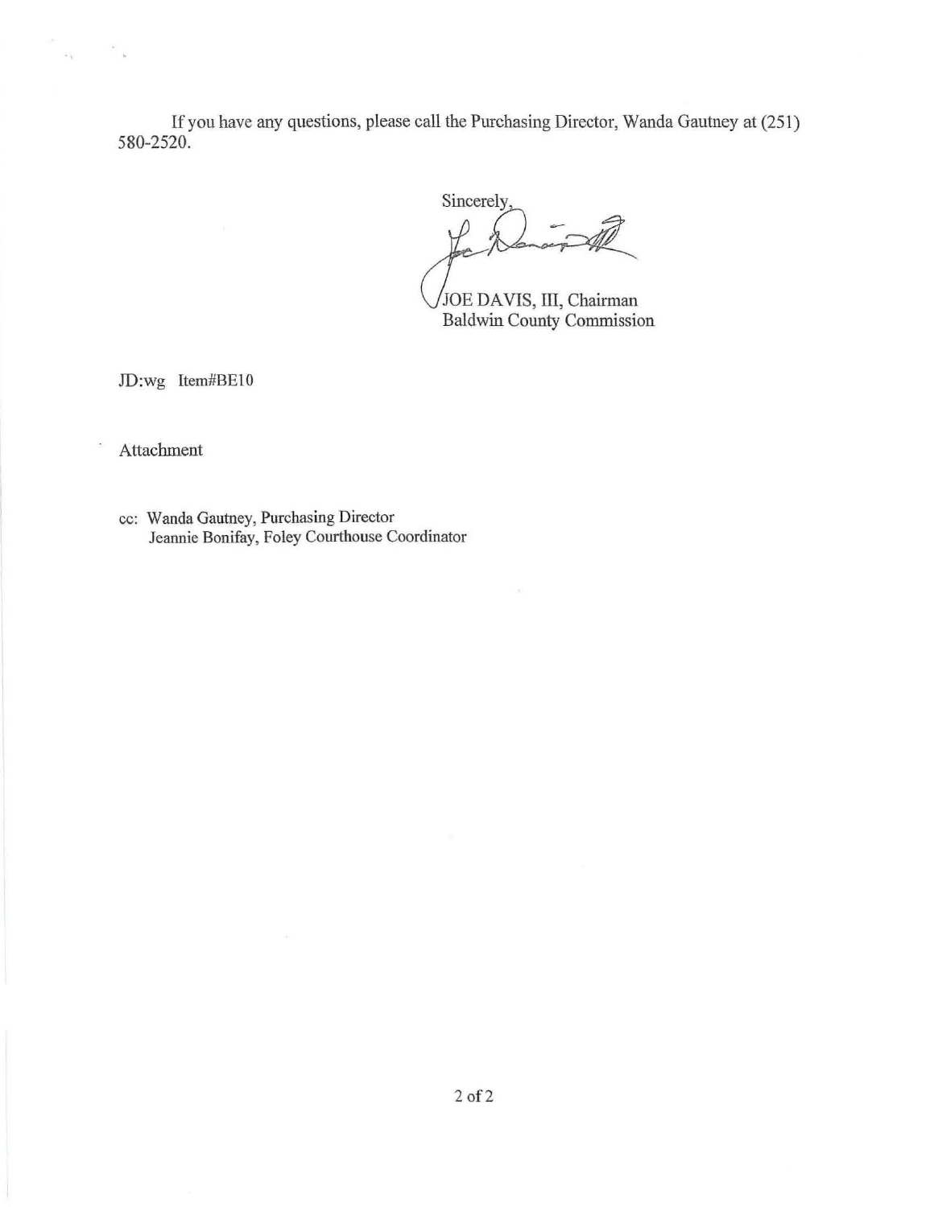If you have any questions, please call the Purchasing Director, Wanda Gautney at (251) 580-2520.

Sincerely,

JOE DAVIS, III, Chairman
Baldwin County Commission

JD:wg Item#BE10

Attachment

cc: Wanda Gautney, Purchasing Director
Jeannie Bonifay, Foley Courthouse Coordinator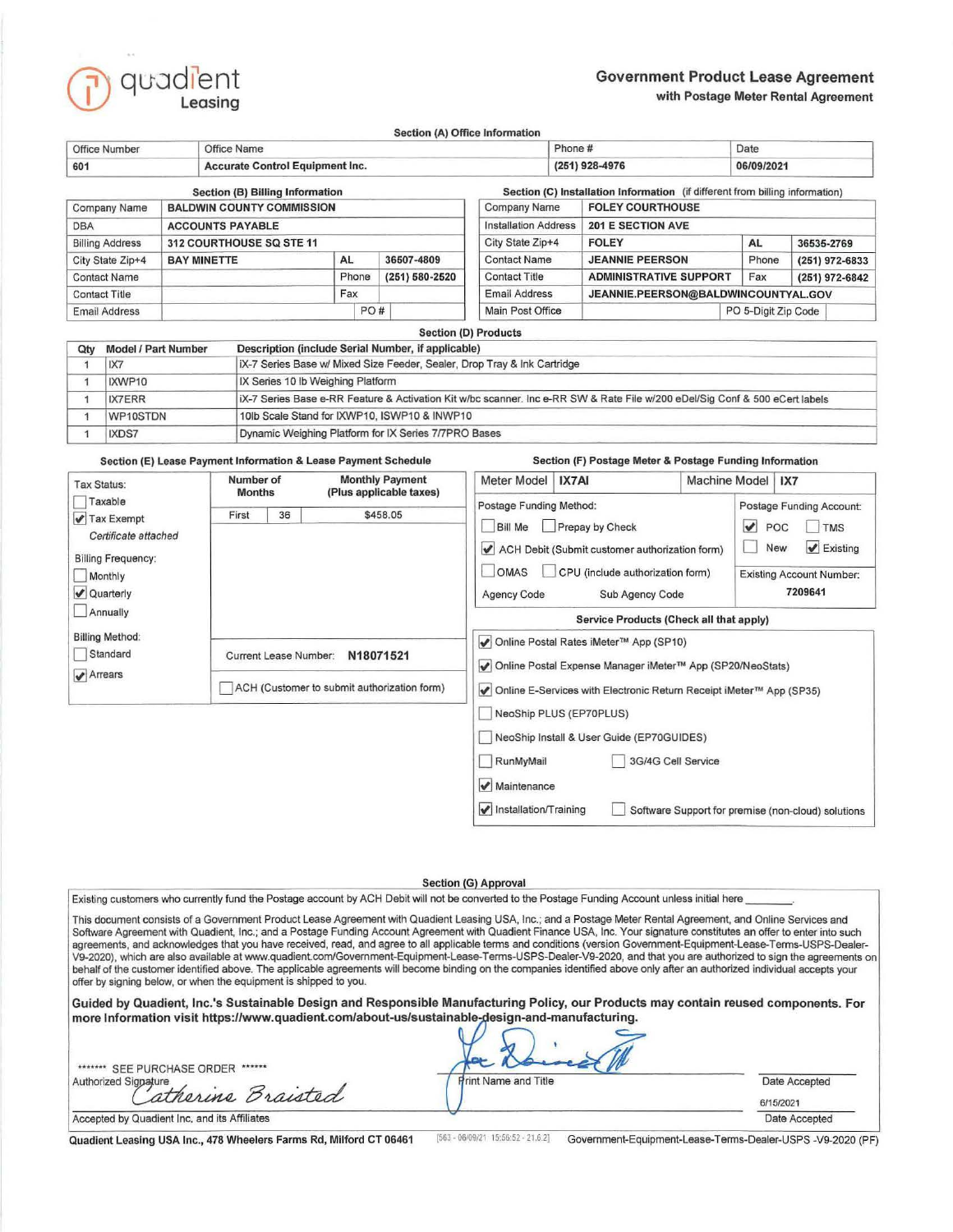quadient Leasing

# Government Product Lease Agreement
## with Postage Meter Rental Agreement

### Section (A) Office Information

| Office Number | Office Name | Phone # | Date |
|---|---|---|---|
| 601 | Accurate Control Equipment Inc. | (251) 928-4976 | 06/09/2021 |

### Section (B) Billing Information

| | | | |
|---|---|---|---|
| Company Name | BALDWIN COUNTY COMMISSION | | |
| DBA | ACCOUNTS PAYABLE | | |
| Billing Address | 312 COURTHOUSE SQ STE 11 | | |
| City State Zip+4 | BAY MINETTE | AL | 36507-4809 |
| Contact Name | | Phone | (251) 580-2520 |
| Contact Title | | Fax | |
| Email Address | | PO # | |

### Section (C) Installation Information (if different from billing information)

| | | | |
|---|---|---|---|
| Company Name | FOLEY COURTHOUSE | | |
| Installation Address | 201 E SECTION AVE | | |
| City State Zip+4 | FOLEY | AL | 36535-2769 |
| Contact Name | JEANNIE PEERSON | Phone | (251) 972-6833 |
| Contact Title | ADMINISTRATIVE SUPPORT | Fax | (251) 972-6842 |
| Email Address | JEANNIE.PEERSON@BALDWINCOUNTYAL.GOV | | |
| Main Post Office | | PO 5-Digit Zip Code | |

### Section (D) Products

| Qty | Model / Part Number | Description (include Serial Number, if applicable) |
|---|---|---|
| 1 | IX7 | iX-7 Series Base w/ Mixed Size Feeder, Sealer, Drop Tray & Ink Cartridge |
| 1 | IXWP10 | IX Series 10 lb Weighing Platform |
| 1 | IX7ERR | iX-7 Series Base e-RR Feature & Activation Kit w/bc scanner. Inc e-RR SW & Rate File w/200 eDel/Sig Conf & 500 eCert labels |
| 1 | WP10STDN | 10lb Scale Stand for IXWP10, ISWP10 & INWP10 |
| 1 | IXDS7 | Dynamic Weighing Platform for IX Series 7/7PRO Bases |

### Section (E) Lease Payment Information & Lease Payment Schedule

Tax Status:
- ☐ Taxable
- ☑ Tax Exempt

*Certificate attached*

Billing Frequency:
- ☐ Monthly
- ☑ Quarterly
- ☐ Annually

Billing Method:
- ☐ Standard
- ☑ Arrears

| | Number of Months | Monthly Payment (Plus applicable taxes) |
|---|---|---|
| First | 36 | $458.05 |

Current Lease Number: **N18071521**

☐ ACH (Customer to submit authorization form)

### Section (F) Postage Meter & Postage Funding Information

Meter Model: **IX7AI** | Machine Model: **IX7**

Postage Funding Method:
- ☐ Bill Me ☐ Prepay by Check
- ☑ ACH Debit (Submit customer authorization form)
- ☐ OMAS ☐ CPU (include authorization form)

Agency Code | Sub Agency Code

Postage Funding Account:
- ☑ POC ☐ TMS
- ☐ New ☑ Existing

Existing Account Number: 7209641

**Service Products (Check all that apply)**

- ☑ Online Postal Rates iMeter™ App (SP10)
- ☑ Online Postal Expense Manager iMeter™ App (SP20/NeoStats)
- ☑ Online E-Services with Electronic Return Receipt iMeter™ App (SP35)
- ☐ NeoShip PLUS (EP70PLUS)
- ☐ NeoShip Install & User Guide (EP70GUIDES)
- ☐ RunMyMail ☐ 3G/4G Cell Service
- ☑ Maintenance
- ☑ Installation/Training ☐ Software Support for premise (non-cloud) solutions

### Section (G) Approval

Existing customers who currently fund the Postage account by ACH Debit will not be converted to the Postage Funding Account unless initial here ________.

This document consists of a Government Product Lease Agreement with Quadient Leasing USA, Inc.; and a Postage Meter Rental Agreement, and Online Services and Software Agreement with Quadient, Inc.; and a Postage Funding Account Agreement with Quadient Finance USA, Inc. Your signature constitutes an offer to enter into such agreements, and acknowledges that you have received, read, and agree to all applicable terms and conditions (version Government-Equipment-Lease-Terms-USPS-Dealer-V9-2020), which are also available at www.quadient.com/Government-Equipment-Lease-Terms-USPS-Dealer-V9-2020, and that you are authorized to sign the agreements on behalf of the customer identified above. The applicable agreements will become binding on the companies identified above only after an authorized individual accepts your offer by signing below, or when the equipment is shipped to you.

**Guided by Quadient, Inc.'s Sustainable Design and Responsible Manufacturing Policy, our Products may contain reused components. For more Information visit https://www.quadient.com/about-us/sustainable-design-and-manufacturing.**

******* SEE PURCHASE ORDER ******

Authorized Signature [signature] | Print Name and Title [signature] | Date Accepted

Catherine Braisted

Accepted by Quadient Inc. and its Affiliates | Date Accepted: 6/15/2021

Quadient Leasing USA Inc., 478 Wheelers Farms Rd, Milford CT 06461 [563 - 06/09/21 15:56:52 - 21.6.2] Government-Equipment-Lease-Terms-Dealer-USPS -V9-2020 (PF)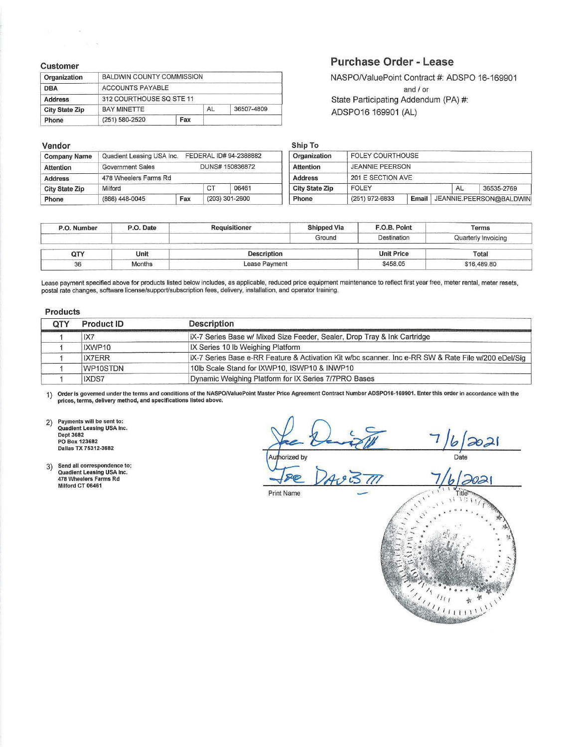## Customer

| | | | |
|---|---|---|---|
| Organization | BALDWIN COUNTY COMMISSION | | |
| DBA | ACCOUNTS PAYABLE | | |
| Address | 312 COURTHOUSE SQ STE 11 | | |
| City State Zip | BAY MINETTE | AL | 36507-4809 |
| Phone | (251) 580-2520 | Fax | |

# Purchase Order - Lease

NASPO/ValuePoint Contract #: ADSPO 16-169901

and / or

State Participating Addendum (PA) #: ADSPO16 169901 (AL)

## Vendor

| | | | |
|---|---|---|---|
| Company Name | Quadient Leasing USA Inc. FEDERAL ID# 94-2388882 | | |
| Attention | Government Sales DUNS# 150836872 | | |
| Address | 478 Wheelers Farms Rd | | |
| City State Zip | Milford | CT | 06461 |
| Phone | (866) 448-0045 | Fax | (203) 301-2600 |

## Ship To

| | | | |
|---|---|---|---|
| Organization | FOLEY COURTHOUSE | | |
| Attention | JEANNIE PEERSON | | |
| Address | 201 E SECTION AVE | | |
| City State Zip | FOLEY | AL | 36535-2769 |
| Phone | (251) 972-6833 | Email | JEANNIE.PEERSON@BALDWIN |

| P.O. Number | P.O. Date | Requisitioner | Shipped Via | F.O.B. Point | Terms |
|---|---|---|---|---|---|
| | | | Ground | Destination | Quarterly Invoicing |

| QTY | Unit | Description | Unit Price | Total |
|---|---|---|---|---|
| 36 | Months | Lease Payment | $458.05 | $16,489.80 |

Lease payment specified above for products listed below includes, as applicable, reduced price equipment maintenance to reflect first year free, meter rental, meter resets, postal rate changes, software license/support/subscription fees, delivery, installation, and operator training.

## Products

| QTY | Product ID | Description |
|---|---|---|
| 1 | IX7 | iX-7 Series Base w/ Mixed Size Feeder, Sealer, Drop Tray & Ink Cartridge |
| 1 | IXWP10 | IX Series 10 lb Weighing Platform |
| 1 | IX7ERR | iX-7 Series Base e-RR Feature & Activation Kit w/bc scanner. Inc e-RR SW & Rate File w/200 eDel/Sig |
| 1 | WP10STDN | 10lb Scale Stand for IXWP10, ISWP10 & INWP10 |
| 1 | IXDS7 | Dynamic Weighing Platform for IX Series 7/7PRO Bases |

1) **Order is governed under the terms and conditions of the NASPO/ValuePoint Master Price Agreement Contract Number ADSPO16-169901. Enter this order in accordance with the prices, terms, delivery method, and specifications listed above.**

2) **Payments will be sent to:**
**Quadient Leasing USA Inc.**
**Dept 3682**
**PO Box 123682**
**Dallas TX 75312-3682**

3) **Send all correspondence to;**
**Quadient Leasing USA Inc.**
**478 Wheelers Farms Rd**
**Milford CT 06461**

Authorized by: Joe Davis III    Date: 7/6/2021

Print Name: Joe Davis III    Title: 7/6/2021